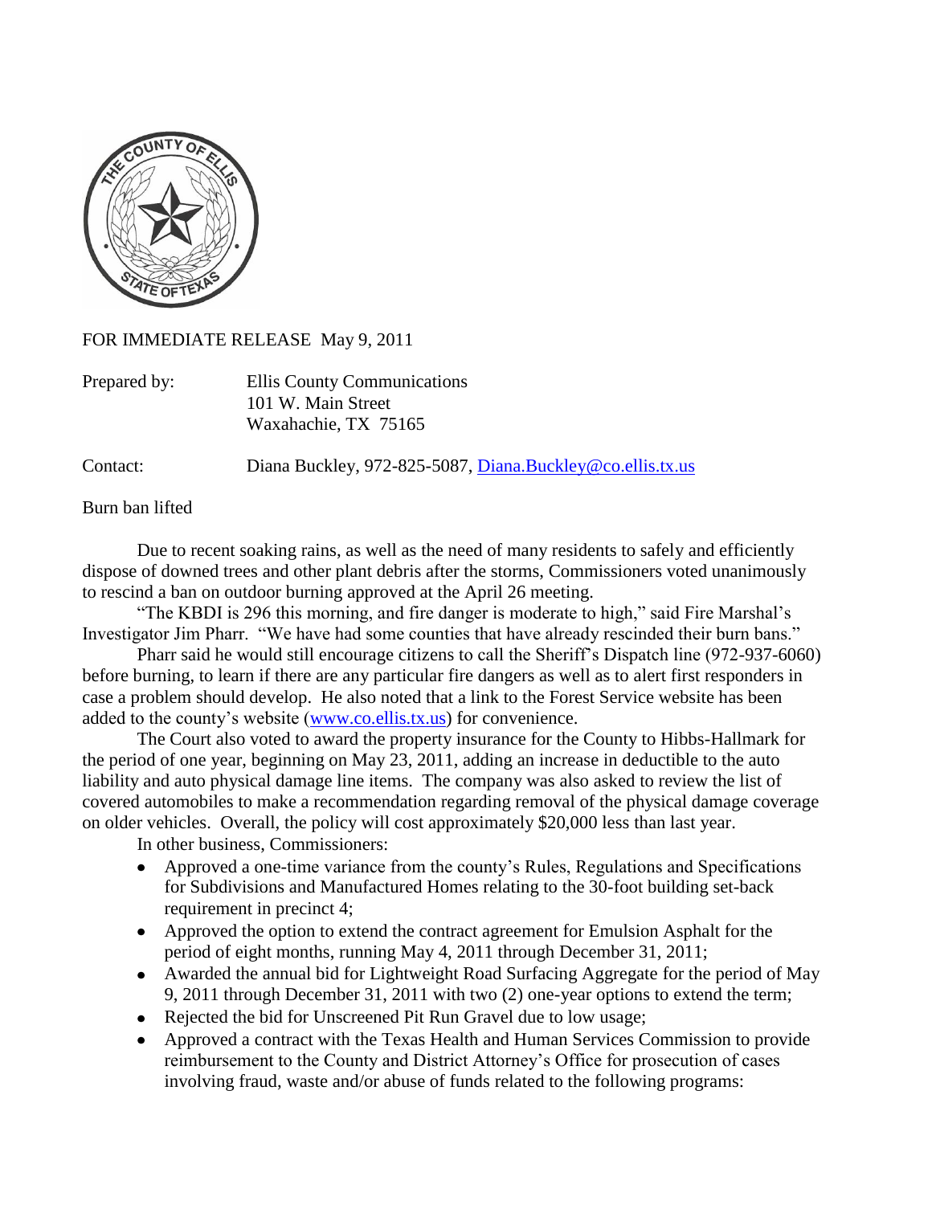FOR IMMEDIATE RELEASE May 9, 2011

Prepared by: Ellis County Communications
101 W. Main Street
Waxahachie, TX 75165

Contact: Diana Buckley, 972-825-5087, Diana.Buckley@co.ellis.tx.us

Burn ban lifted

Due to recent soaking rains, as well as the need of many residents to safely and efficiently dispose of downed trees and other plant debris after the storms, Commissioners voted unanimously to rescind a ban on outdoor burning approved at the April 26 meeting.

"The KBDI is 296 this morning, and fire danger is moderate to high," said Fire Marshal's Investigator Jim Pharr. "We have had some counties that have already rescinded their burn bans."

Pharr said he would still encourage citizens to call the Sheriff's Dispatch line (972-937-6060) before burning, to learn if there are any particular fire dangers as well as to alert first responders in case a problem should develop. He also noted that a link to the Forest Service website has been added to the county's website (www.co.ellis.tx.us) for convenience.

The Court also voted to award the property insurance for the County to Hibbs-Hallmark for the period of one year, beginning on May 23, 2011, adding an increase in deductible to the auto liability and auto physical damage line items. The company was also asked to review the list of covered automobiles to make a recommendation regarding removal of the physical damage coverage on older vehicles. Overall, the policy will cost approximately $20,000 less than last year.

In other business, Commissioners:

- Approved a one-time variance from the county's Rules, Regulations and Specifications for Subdivisions and Manufactured Homes relating to the 30-foot building set-back requirement in precinct 4;
- Approved the option to extend the contract agreement for Emulsion Asphalt for the period of eight months, running May 4, 2011 through December 31, 2011;
- Awarded the annual bid for Lightweight Road Surfacing Aggregate for the period of May 9, 2011 through December 31, 2011 with two (2) one-year options to extend the term;
- Rejected the bid for Unscreened Pit Run Gravel due to low usage;
- Approved a contract with the Texas Health and Human Services Commission to provide reimbursement to the County and District Attorney's Office for prosecution of cases involving fraud, waste and/or abuse of funds related to the following programs: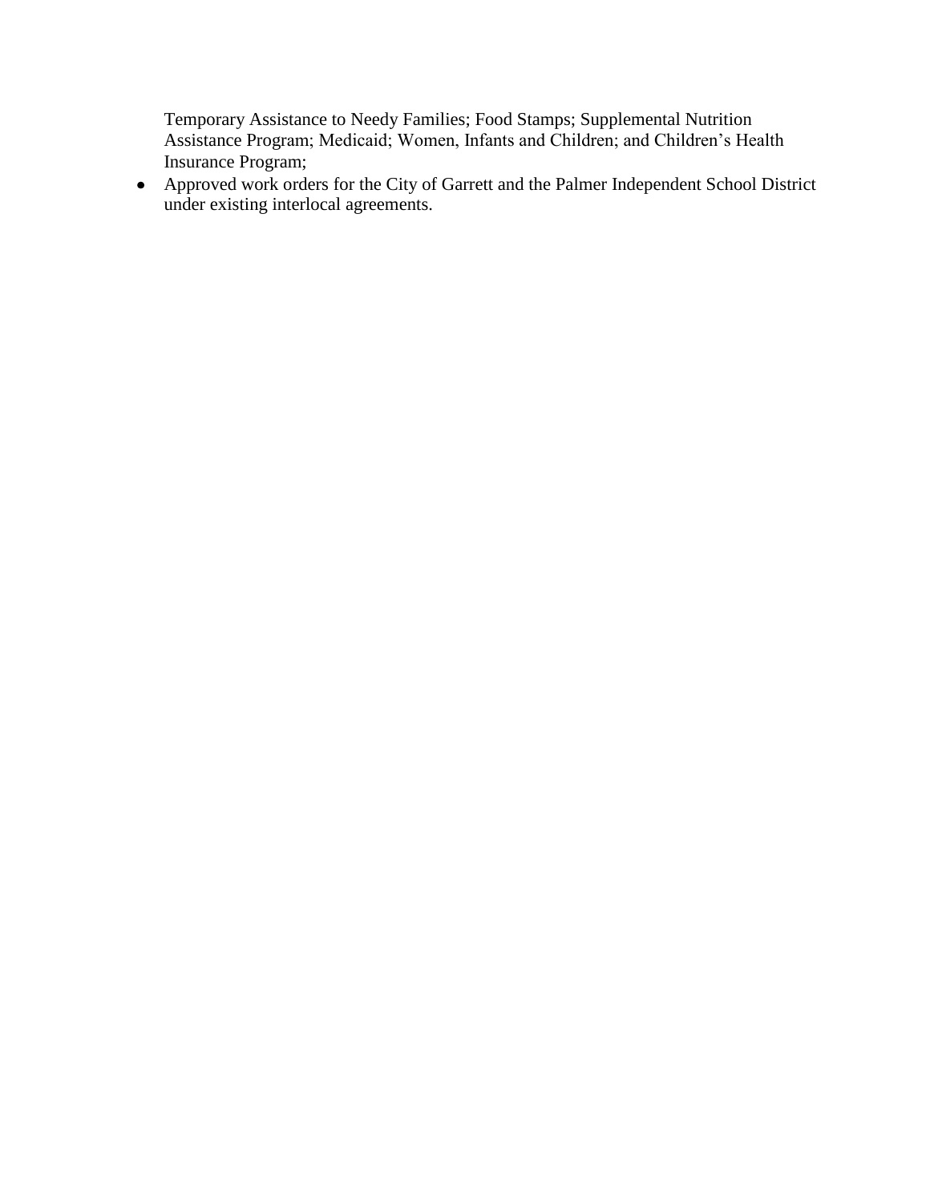Temporary Assistance to Needy Families; Food Stamps; Supplemental Nutrition Assistance Program; Medicaid; Women, Infants and Children; and Children's Health Insurance Program;

- Approved work orders for the City of Garrett and the Palmer Independent School District under existing interlocal agreements.